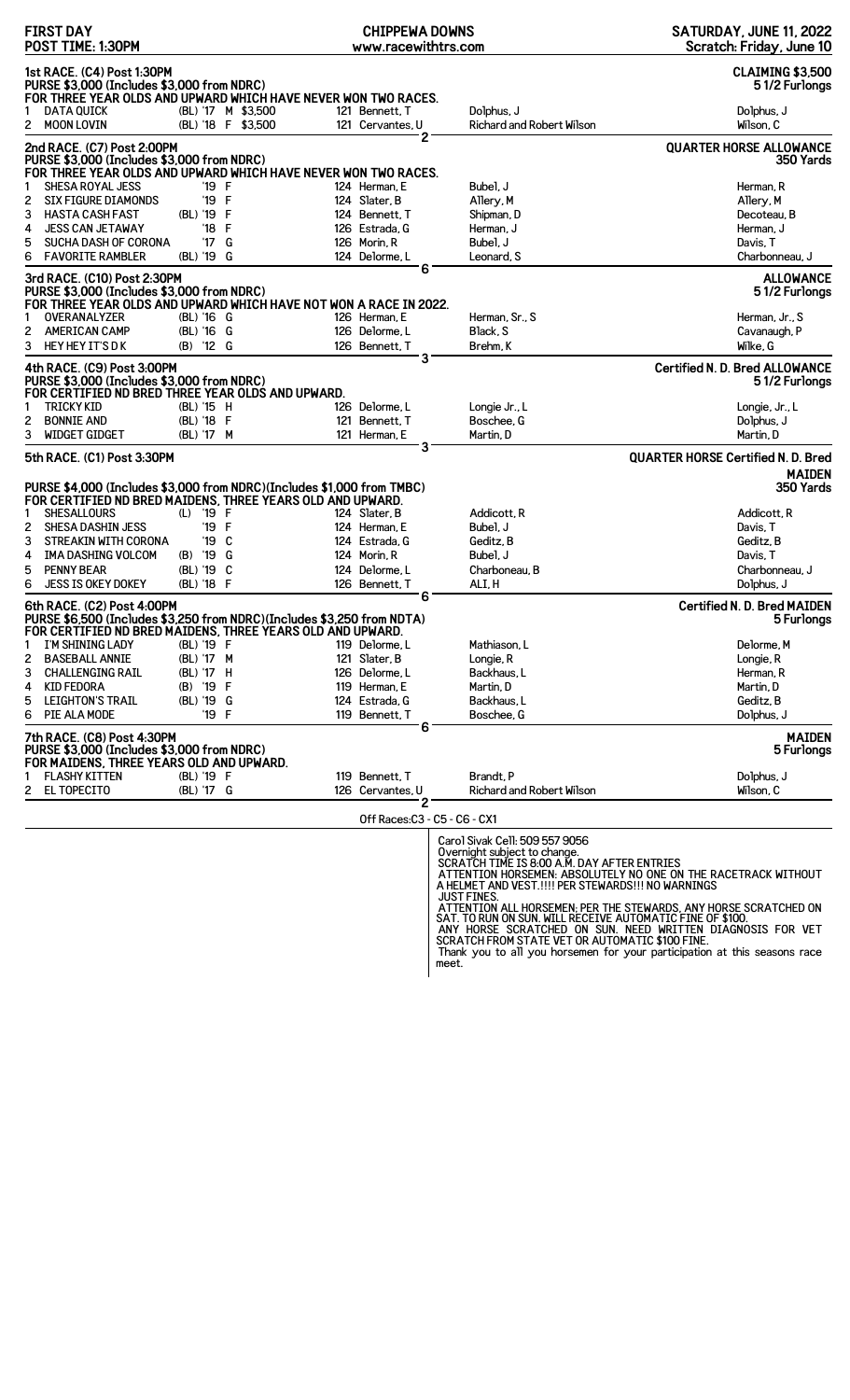**FIRST DAY** | **CHIPPEWA DOWNS** | **SATURDAY, JUNE 11, 2022**

**POST TIME: 1:30PM** | **www.racewithtrs.com** | **Scratch: Friday, June 10**

## 1st RACE. (C4) Post 1:30PM — CLAIMING $3,500, 5 1/2 Furlongs

**PURSE $3,000 (Includes $3,000 from NDRC)**
**FOR THREE YEAR OLDS AND UPWARD WHICH HAVE NEVER WON TWO RACES.**

| # | Horse | Med | Year | Sex | Claim | Wt | Jockey | Owner | Trainer |
|---|---|---|---|---|---|---|---|---|---|
| 1 | DATA QUICK | (BL) | '17 | M | $3,500 | 121 | Bennett, T | Dolphus, J | Dolphus, J |
| 2 | MOON LOVIN | (BL) | '18 | F | $3,500 | 121 | Cervantes, U | Richard and Robert Wilson | Wilson, C |

2

## 2nd RACE. (C7) Post 2:00PM — QUARTER HORSE ALLOWANCE, 350 Yards

**PURSE $3,000 (Includes $3,000 from NDRC)**
**FOR THREE YEAR OLDS AND UPWARD WHICH HAVE NEVER WON TWO RACES.**

| # | Horse | Med | Year | Sex | Wt | Jockey | Owner | Trainer |
|---|---|---|---|---|---|---|---|---|
| 1 | SHESA ROYAL JESS | | '19 | F | 124 | Herman, E | Bubel, J | Herman, R |
| 2 | SIX FIGURE DIAMONDS | | '19 | F | 124 | Slater, B | Allery, M | Allery, M |
| 3 | HASTA CASH FAST | (BL) | '19 | F | 124 | Bennett, T | Shipman, D | Decoteau, B |
| 4 | JESS CAN JETAWAY | | '18 | F | 126 | Estrada, G | Herman, J | Herman, J |
| 5 | SUCHA DASH OF CORONA | | '17 | G | 126 | Morin, R | Bubel, J | Davis, T |
| 6 | FAVORITE RAMBLER | (BL) | '19 | G | 124 | Delorme, L | Leonard, S | Charbonneau, J |

6

## 3rd RACE. (C10) Post 2:30PM — ALLOWANCE, 5 1/2 Furlongs

**PURSE $3,000 (Includes $3,000 from NDRC)**
**FOR THREE YEAR OLDS AND UPWARD WHICH HAVE NOT WON A RACE IN 2022.**

| # | Horse | Med | Year | Sex | Wt | Jockey | Owner | Trainer |
|---|---|---|---|---|---|---|---|---|
| 1 | OVERANALYZER | (BL) | '16 | G | 126 | Herman, E | Herman, Sr., S | Herman, Jr., S |
| 2 | AMERICAN CAMP | (BL) | '16 | G | 126 | Delorme, L | Black, S | Cavanaugh, P |
| 3 | HEY HEY IT'S D K | (B) | '12 | G | 126 | Bennett, T | Brehm, K | Wilke, G |

3

## 4th RACE. (C9) Post 3:00PM — Certified N. D. Bred ALLOWANCE, 5 1/2 Furlongs

**PURSE $3,000 (Includes $3,000 from NDRC)**
**FOR CERTIFIED ND BRED THREE YEAR OLDS AND UPWARD.**

| # | Horse | Med | Year | Sex | Wt | Jockey | Owner | Trainer |
|---|---|---|---|---|---|---|---|---|
| 1 | TRICKY KID | (BL) | '15 | H | 126 | Delorme, L | Longie Jr., L | Longie, Jr., L |
| 2 | BONNIE AND | (BL) | '18 | F | 121 | Bennett, T | Boschee, G | Dolphus, J |
| 3 | WIDGET GIDGET | (BL) | '17 | M | 121 | Herman, E | Martin, D | Martin, D |

3

## 5th RACE. (C1) Post 3:30PM — QUARTER HORSE Certified N. D. Bred MAIDEN, 350 Yards

**PURSE $4,000 (Includes $3,000 from NDRC)(Includes $1,000 from TMBC)**
**FOR CERTIFIED ND BRED MAIDENS, THREE YEARS OLD AND UPWARD.**

| # | Horse | Med | Year | Sex | Wt | Jockey | Owner | Trainer |
|---|---|---|---|---|---|---|---|---|
| 1 | SHESALLOURS | (L) | '19 | F | 124 | Slater, B | Addicott, R | Addicott, R |
| 2 | SHESA DASHIN JESS | | '19 | F | 124 | Herman, E | Bubel, J | Davis, T |
| 3 | STREAKIN WITH CORONA | | '19 | C | 124 | Estrada, G | Geditz, B | Geditz, B |
| 4 | IMA DASHING VOLCOM | (B) | '19 | G | 124 | Morin, R | Bubel, J | Davis, T |
| 5 | PENNY BEAR | (BL) | '19 | C | 124 | Delorme, L | Charboneau, B | Charbonneau, J |
| 6 | JESS IS OKEY DOKEY | (BL) | '18 | F | 126 | Bennett, T | ALI, H | Dolphus, J |

6

## 6th RACE. (C2) Post 4:00PM — Certified N. D. Bred MAIDEN, 5 Furlongs

**PURSE $6,500 (Includes $3,250 from NDRC)(Includes $3,250 from NDTA)**
**FOR CERTIFIED ND BRED MAIDENS, THREE YEARS OLD AND UPWARD.**

| # | Horse | Med | Year | Sex | Wt | Jockey | Owner | Trainer |
|---|---|---|---|---|---|---|---|---|
| 1 | I'M SHINING LADY | (BL) | '19 | F | 119 | Delorme, L | Mathiason, L | Delorme, M |
| 2 | BASEBALL ANNIE | (BL) | '17 | M | 121 | Slater, B | Longie, R | Longie, R |
| 3 | CHALLENGING RAIL | (BL) | '17 | H | 126 | Delorme, L | Backhaus, L | Herman, R |
| 4 | KID FEDORA | (B) | '19 | F | 119 | Herman, E | Martin, D | Martin, D |
| 5 | LEIGHTON'S TRAIL | (BL) | '19 | G | 124 | Estrada, G | Backhaus, L | Geditz, B |
| 6 | PIE ALA MODE | | '19 | F | 119 | Bennett, T | Boschee, G | Dolphus, J |

6

## 7th RACE. (C8) Post 4:30PM — MAIDEN, 5 Furlongs

**PURSE $3,000 (Includes $3,000 from NDRC)**
**FOR MAIDENS, THREE YEARS OLD AND UPWARD.**

| # | Horse | Med | Year | Sex | Wt | Jockey | Owner | Trainer |
|---|---|---|---|---|---|---|---|---|
| 1 | FLASHY KITTEN | (BL) | '19 | F | 119 | Bennett, T | Brandt, P | Dolphus, J |
| 2 | EL TOPECITO | (BL) | '17 | G | 126 | Cervantes, U | Richard and Robert Wilson | Wilson, C |

2

Off Races:C3 - C5 - C6 - CX1

Carol Sivak Cell: 509 557 9056
Overnight subject to change.
SCRATCH TIME IS 8:00 A.M. DAY AFTER ENTRIES
ATTENTION HORSEMEN: ABSOLUTELY NO ONE ON THE RACETRACK WITHOUT A HELMET AND VEST.!!!! PER STEWARDS!!! NO WARNINGS JUST FINES.
ATTENTION ALL HORSEMEN: PER THE STEWARDS, ANY HORSE SCRATCHED ON SAT. TO RUN ON SUN. WILL RECEIVE AUTOMATIC FINE OF $100.
ANY HORSE SCRATCHED ON SUN. NEED WRITTEN DIAGNOSIS FOR VET SCRATCH FROM STATE VET OR AUTOMATIC $100 FINE.
Thank you to all you horsemen for your participation at this seasons race meet.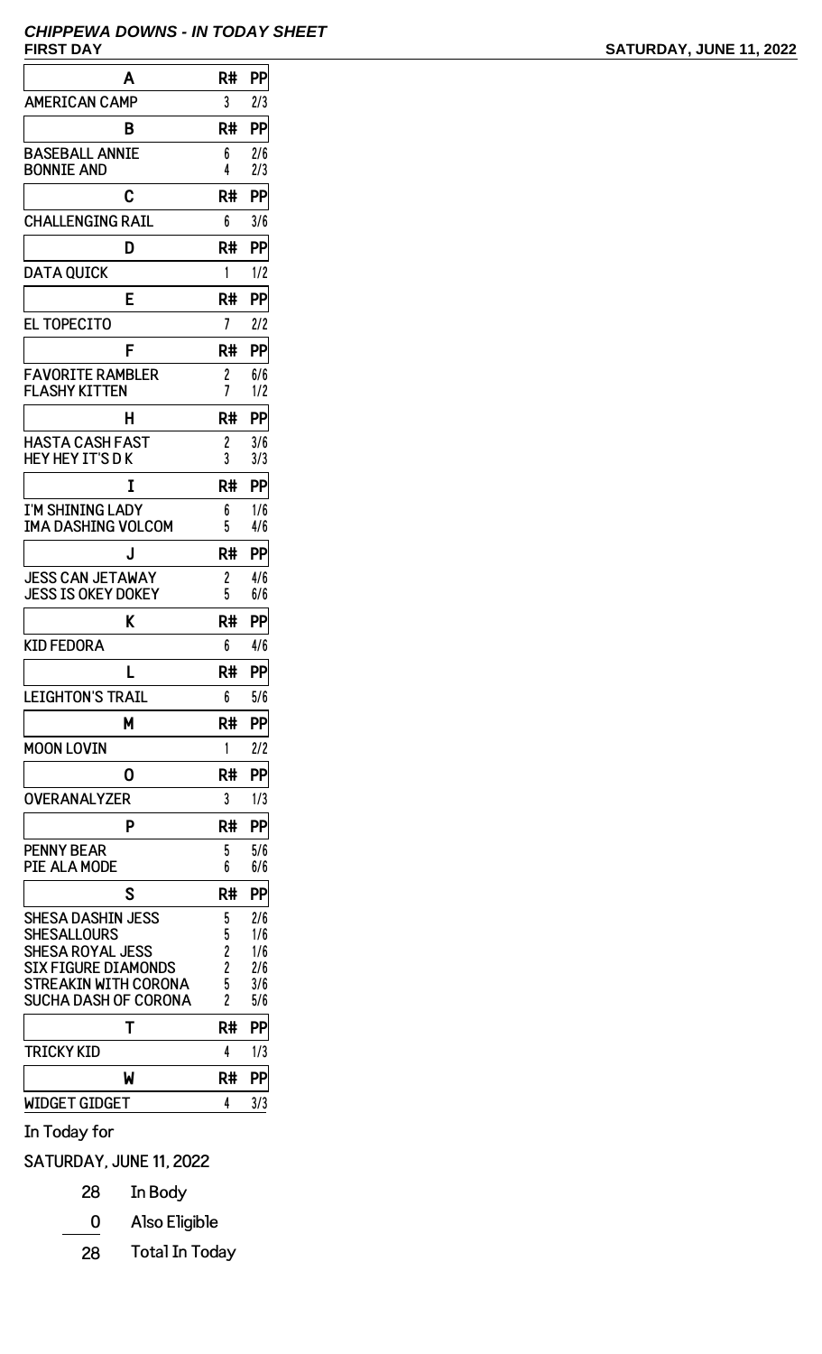# CHIPPEWA DOWNS - IN TODAY SHEET

**FIRST DAY** **SATURDAY, JUNE 11, 2022**

| A | R# | PP |
|---|---|---|
| AMERICAN CAMP | 3 | 2/3 |
| **B** | **R#** | **PP** |
| BASEBALL ANNIE | 6 | 2/6 |
| BONNIE AND | 4 | 2/3 |
| **C** | **R#** | **PP** |
| CHALLENGING RAIL | 6 | 3/6 |
| **D** | **R#** | **PP** |
| DATA QUICK | 1 | 1/2 |
| **E** | **R#** | **PP** |
| EL TOPECITO | 7 | 2/2 |
| **F** | **R#** | **PP** |
| FAVORITE RAMBLER | 2 | 6/6 |
| FLASHY KITTEN | 7 | 1/2 |
| **H** | **R#** | **PP** |
| HASTA CASH FAST | 2 | 3/6 |
| HEY HEY IT'S D K | 3 | 3/3 |
| **I** | **R#** | **PP** |
| I'M SHINING LADY | 6 | 1/6 |
| IMA DASHING VOLCOM | 5 | 4/6 |
| **J** | **R#** | **PP** |
| JESS CAN JETAWAY | 2 | 4/6 |
| JESS IS OKEY DOKEY | 5 | 6/6 |
| **K** | **R#** | **PP** |
| KID FEDORA | 6 | 4/6 |
| **L** | **R#** | **PP** |
| LEIGHTON'S TRAIL | 6 | 5/6 |
| **M** | **R#** | **PP** |
| MOON LOVIN | 1 | 2/2 |
| **O** | **R#** | **PP** |
| OVERANALYZER | 3 | 1/3 |
| **P** | **R#** | **PP** |
| PENNY BEAR | 5 | 5/6 |
| PIE ALA MODE | 6 | 6/6 |
| **S** | **R#** | **PP** |
| SHESA DASHIN JESS | 5 | 2/6 |
| SHESALLOURS | 5 | 1/6 |
| SHESA ROYAL JESS | 2 | 1/6 |
| SIX FIGURE DIAMONDS | 2 | 2/6 |
| STREAKIN WITH CORONA | 5 | 3/6 |
| SUCHA DASH OF CORONA | 2 | 5/6 |
| **T** | **R#** | **PP** |
| TRICKY KID | 4 | 1/3 |
| **W** | **R#** | **PP** |
| WIDGET GIDGET | 4 | 3/3 |

In Today for

SATURDAY, JUNE 11, 2022

| | |
|---|---|
| 28 | In Body |
| 0 | Also Eligible |
| 28 | Total In Today |